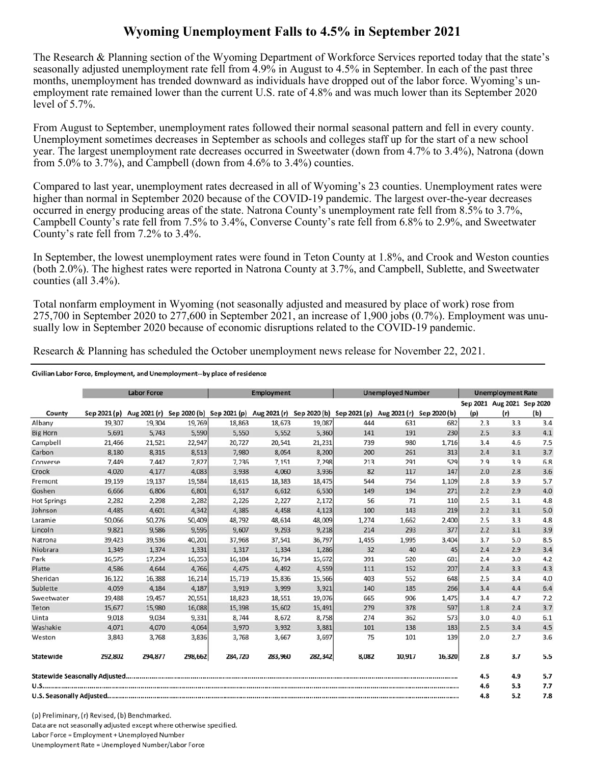# Wyoming Unemployment Falls to 4.5% in September 2021

The Research & Planning section of the Wyoming Department of Workforce Services reported today that the state's seasonally adjusted unemployment rate fell from 4.9% in August to 4.5% in September. In each of the past three months, unemployment has trended downward as individuals have dropped out of the labor force. Wyoming's unemployment rate remained lower than the current U.S. rate of 4.8% and was much lower than its September 2020 level of 5.7%.

From August to September, unemployment rates followed their normal seasonal pattern and fell in every county. Unemployment sometimes decreases in September as schools and colleges staff up for the start of a new school year. The largest unemployment rate decreases occurred in Sweetwater (down from 4.7% to 3.4%), Natrona (down from 5.0% to 3.7%), and Campbell (down from 4.6% to 3.4%) counties.

Compared to last year, unemployment rates decreased in all of Wyoming's 23 counties. Unemployment rates were higher than normal in September 2020 because of the COVID-19 pandemic. The largest over-the-year decreases occurred in energy producing areas of the state. Natrona County's unemployment rate fell from 8.5% to 3.7%, Campbell County's rate fell from 7.5% to 3.4%, Converse County's rate fell from 6.8% to 2.9%, and Sweetwater County's rate fell from 7.2% to 3.4%.

In September, the lowest unemployment rates were found in Teton County at 1.8%, and Crook and Weston counties (both 2.0%). The highest rates were reported in Natrona County at 3.7%, and Campbell, Sublette, and Sweetwater counties (all 3.4%).

Total nonfarm employment in Wyoming (not seasonally adjusted and measured by place of work) rose from 275,700 in September 2020 to 277,600 in September 2021, an increase of 1,900 jobs (0.7%). Employment was unusually low in September 2020 because of economic disruptions related to the COVID-19 pandemic.

Research & Planning has scheduled the October unemployment news release for November 22, 2021.

**Civilian Labor Force, Employment, and Unemployment--by place of residence**

| | Labor Force | | | Employment | | | Unemployed Number | | | Unemployment Rate | | |
|---|---|---|---|---|---|---|---|---|---|---|---|---|
| County | Sep 2021 (p) | Aug 2021 (r) | Sep 2020 (b) | Sep 2021 (p) | Aug 2021 (r) | Sep 2020 (b) | Sep 2021 (p) | Aug 2021 (r) | Sep 2020 (b) | Sep 2021 (p) | Aug 2021 (r) | Sep 2020 (b) |
| Albany | 19,307 | 19,304 | 19,769 | 18,863 | 18,673 | 19,087 | 444 | 631 | 682 | 2.3 | 3.3 | 3.4 |
| Big Horn | 5,691 | 5,743 | 5,590 | 5,550 | 5,552 | 5,360 | 141 | 191 | 230 | 2.5 | 3.3 | 4.1 |
| Campbell | 21,466 | 21,521 | 22,947 | 20,727 | 20,541 | 21,231 | 739 | 980 | 1,716 | 3.4 | 4.6 | 7.5 |
| Carbon | 8,180 | 8,315 | 8,513 | 7,980 | 8,054 | 8,200 | 200 | 261 | 313 | 2.4 | 3.1 | 3.7 |
| Converse | 7,449 | 7,442 | 7,827 | 7,236 | 7,151 | 7,298 | 213 | 291 | 529 | 2.9 | 3.9 | 6.8 |
| Crook | 4,020 | 4,177 | 4,083 | 3,938 | 4,060 | 3,936 | 82 | 117 | 147 | 2.0 | 2.8 | 3.6 |
| Fremont | 19,159 | 19,137 | 19,584 | 18,615 | 18,383 | 18,475 | 544 | 754 | 1,109 | 2.8 | 3.9 | 5.7 |
| Goshen | 6,666 | 6,806 | 6,801 | 6,517 | 6,612 | 6,530 | 149 | 194 | 271 | 2.2 | 2.9 | 4.0 |
| Hot Springs | 2,282 | 2,298 | 2,282 | 2,226 | 2,227 | 2,172 | 56 | 71 | 110 | 2.5 | 3.1 | 4.8 |
| Johnson | 4,485 | 4,601 | 4,342 | 4,385 | 4,458 | 4,123 | 100 | 143 | 219 | 2.2 | 3.1 | 5.0 |
| Laramie | 50,066 | 50,276 | 50,409 | 48,792 | 48,614 | 48,009 | 1,274 | 1,662 | 2,400 | 2.5 | 3.3 | 4.8 |
| Lincoln | 9,821 | 9,586 | 9,595 | 9,607 | 9,293 | 9,218 | 214 | 293 | 377 | 2.2 | 3.1 | 3.9 |
| Natrona | 39,423 | 39,536 | 40,201 | 37,968 | 37,541 | 36,797 | 1,455 | 1,995 | 3,404 | 3.7 | 5.0 | 8.5 |
| Niobrara | 1,349 | 1,374 | 1,331 | 1,317 | 1,334 | 1,286 | 32 | 40 | 45 | 2.4 | 2.9 | 3.4 |
| Park | 16,575 | 17,234 | 16,353 | 16,184 | 16,714 | 15,672 | 391 | 520 | 681 | 2.4 | 3.0 | 4.2 |
| Platte | 4,586 | 4,644 | 4,766 | 4,475 | 4,492 | 4,559 | 111 | 152 | 207 | 2.4 | 3.3 | 4.3 |
| Sheridan | 16,122 | 16,388 | 16,214 | 15,719 | 15,836 | 15,566 | 403 | 552 | 648 | 2.5 | 3.4 | 4.0 |
| Sublette | 4,059 | 4,184 | 4,187 | 3,919 | 3,999 | 3,921 | 140 | 185 | 266 | 3.4 | 4.4 | 6.4 |
| Sweetwater | 19,488 | 19,457 | 20,551 | 18,823 | 18,551 | 19,076 | 665 | 906 | 1,475 | 3.4 | 4.7 | 7.2 |
| Teton | 15,677 | 15,980 | 16,088 | 15,398 | 15,602 | 15,491 | 279 | 378 | 597 | 1.8 | 2.4 | 3.7 |
| Uinta | 9,018 | 9,034 | 9,331 | 8,744 | 8,672 | 8,758 | 274 | 362 | 573 | 3.0 | 4.0 | 6.1 |
| Washakie | 4,071 | 4,070 | 4,064 | 3,970 | 3,932 | 3,881 | 101 | 138 | 183 | 2.5 | 3.4 | 4.5 |
| Weston | 3,843 | 3,768 | 3,836 | 3,768 | 3,667 | 3,697 | 75 | 101 | 139 | 2.0 | 2.7 | 3.6 |
| **Statewide** | **292,802** | **294,877** | **298,662** | **284,720** | **283,960** | **282,342** | **8,082** | **10,917** | **16,320** | **2.8** | **3.7** | **5.5** |
| **Statewide Seasonally Adjusted** | | | | | | | | | | **4.5** | **4.9** | **5.7** |
| **U.S.** | | | | | | | | | | **4.6** | **5.3** | **7.7** |
| **U.S. Seasonally Adjusted** | | | | | | | | | | **4.8** | **5.2** | **7.8** |

(p) Preliminary, (r) Revised, (b) Benchmarked.
Data are not seasonally adjusted except where otherwise specified.
Labor Force = Employment + Unemployed Number
Unemployment Rate = Unemployed Number/Labor Force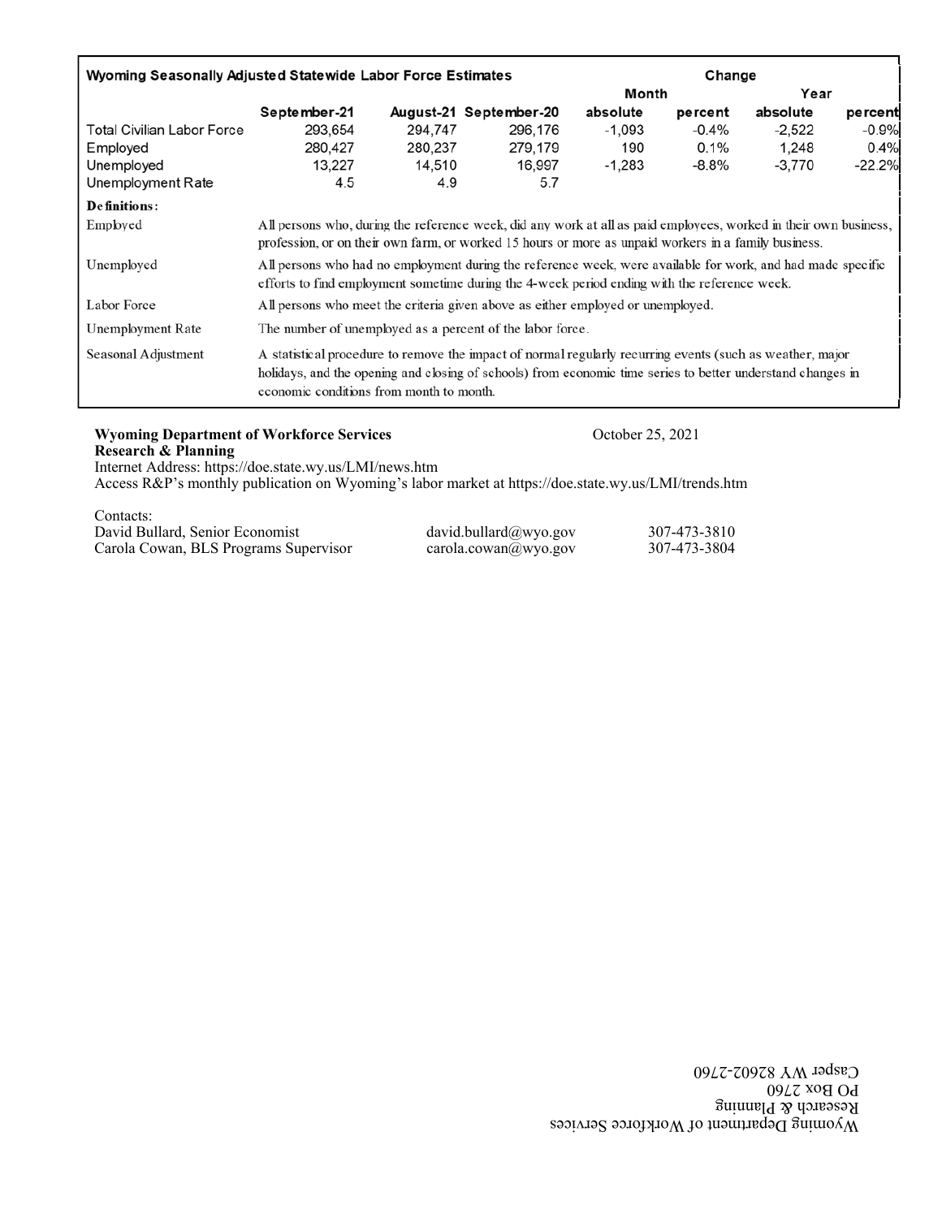| Wyoming Seasonally Adjusted Statewide Labor Force Estimates | | | | Change | | | |
|---|---|---|---|---|---|---|---|
| | | | | Month | | Year | |
| | September-21 | August-21 | September-20 | absolute | percent | absolute | percent |
| Total Civilian Labor Force | 293,654 | 294,747 | 296,176 | -1,093 | -0.4% | -2,522 | -0.9% |
| Employed | 280,427 | 280,237 | 279,179 | 190 | 0.1% | 1,248 | 0.4% |
| Unemployed | 13,227 | 14,510 | 16,997 | -1,283 | -8.8% | -3,770 | -22.2% |
| Unemployment Rate | 4.5 | 4.9 | 5.7 | | | | |

**Definitions:**

| | |
|---|---|
| Employed | All persons who, during the reference week, did any work at all as paid employees, worked in their own business, profession, or on their own farm, or worked 15 hours or more as unpaid workers in a family business. |
| Unemployed | All persons who had no employment during the reference week, were available for work, and had made specific efforts to find employment sometime during the 4-week period ending with the reference week. |
| Labor Force | All persons who meet the criteria given above as either employed or unemployed. |
| Unemployment Rate | The number of unemployed as a percent of the labor force. |
| Seasonal Adjustment | A statistical procedure to remove the impact of normal regularly recurring events (such as weather, major holidays, and the opening and closing of schools) from economic time series to better understand changes in economic conditions from month to month. |

**Wyoming Department of Workforce Services**
**Research & Planning**

October 25, 2021

Internet Address: https://doe.state.wy.us/LMI/news.htm
Access R&P's monthly publication on Wyoming's labor market at https://doe.state.wy.us/LMI/trends.htm

Contacts:

| | | |
|---|---|---|
| David Bullard, Senior Economist | david.bullard@wyo.gov | 307-473-3810 |
| Carola Cowan, BLS Programs Supervisor | carola.cowan@wyo.gov | 307-473-3804 |

Wyoming Department of Workforce Services
Research & Planning
PO Box 2760
Casper WY 82602-2760